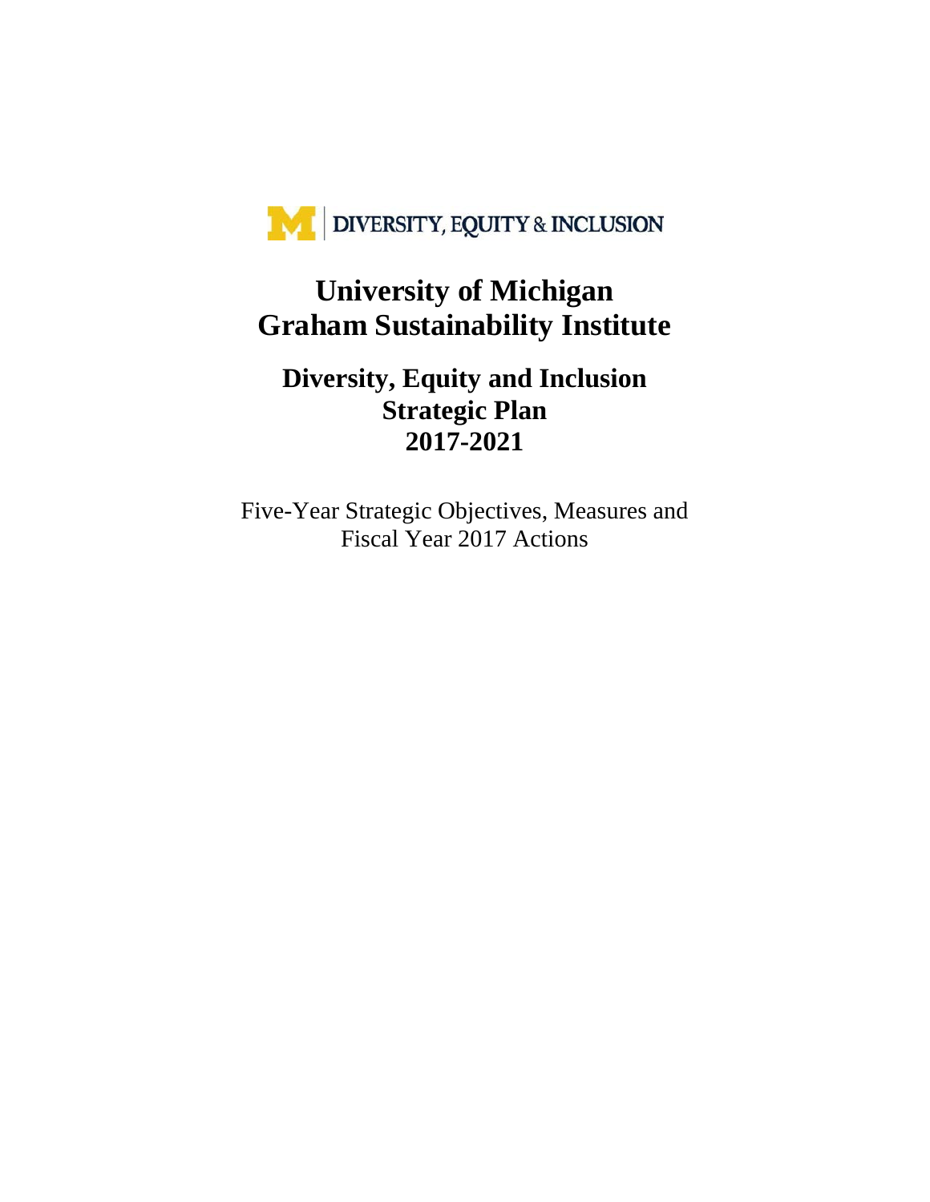DIVERSITY, EQUITY & INCLUSION

# University of Michigan
# Graham Sustainability Institute

## Diversity, Equity and Inclusion
## Strategic Plan
## 2017-2021

Five-Year Strategic Objectives, Measures and
Fiscal Year 2017 Actions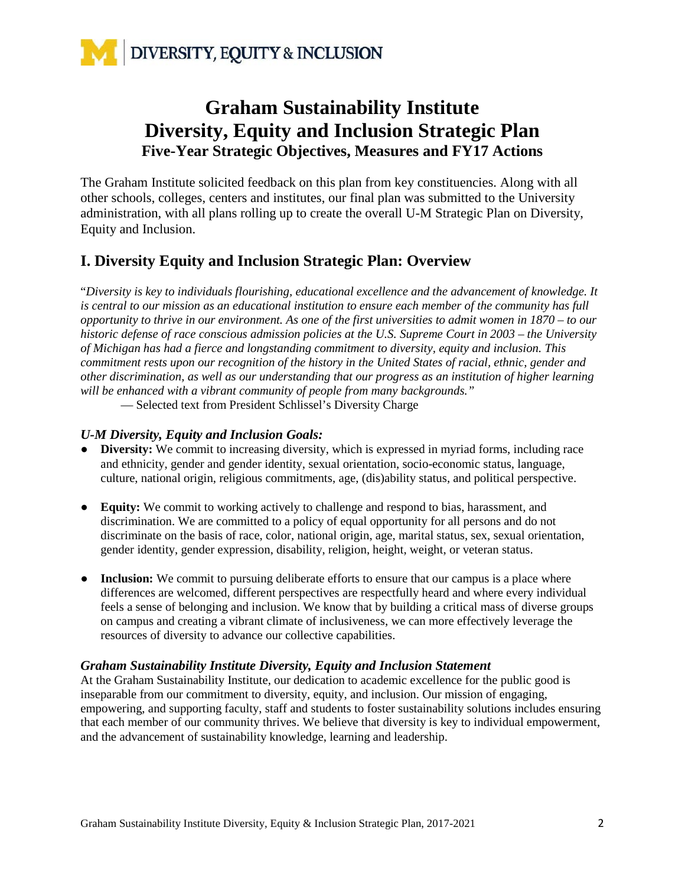# Graham Sustainability Institute Diversity, Equity and Inclusion Strategic Plan

## Five-Year Strategic Objectives, Measures and FY17 Actions

The Graham Institute solicited feedback on this plan from key constituencies. Along with all other schools, colleges, centers and institutes, our final plan was submitted to the University administration, with all plans rolling up to create the overall U-M Strategic Plan on Diversity, Equity and Inclusion.

## I. Diversity Equity and Inclusion Strategic Plan: Overview

"*Diversity is key to individuals flourishing, educational excellence and the advancement of knowledge. It is central to our mission as an educational institution to ensure each member of the community has full opportunity to thrive in our environment. As one of the first universities to admit women in 1870 – to our historic defense of race conscious admission policies at the U.S. Supreme Court in 2003 – the University of Michigan has had a fierce and longstanding commitment to diversity, equity and inclusion. This commitment rests upon our recognition of the history in the United States of racial, ethnic, gender and other discrimination, as well as our understanding that our progress as an institution of higher learning will be enhanced with a vibrant community of people from many backgrounds."*

— Selected text from President Schlissel's Diversity Charge

### *U-M Diversity, Equity and Inclusion Goals:*

- **Diversity:** We commit to increasing diversity, which is expressed in myriad forms, including race and ethnicity, gender and gender identity, sexual orientation, socio-economic status, language, culture, national origin, religious commitments, age, (dis)ability status, and political perspective.
- **Equity:** We commit to working actively to challenge and respond to bias, harassment, and discrimination. We are committed to a policy of equal opportunity for all persons and do not discriminate on the basis of race, color, national origin, age, marital status, sex, sexual orientation, gender identity, gender expression, disability, religion, height, weight, or veteran status.
- **Inclusion:** We commit to pursuing deliberate efforts to ensure that our campus is a place where differences are welcomed, different perspectives are respectfully heard and where every individual feels a sense of belonging and inclusion. We know that by building a critical mass of diverse groups on campus and creating a vibrant climate of inclusiveness, we can more effectively leverage the resources of diversity to advance our collective capabilities.

### *Graham Sustainability Institute Diversity, Equity and Inclusion Statement*

At the Graham Sustainability Institute, our dedication to academic excellence for the public good is inseparable from our commitment to diversity, equity, and inclusion. Our mission of engaging, empowering, and supporting faculty, staff and students to foster sustainability solutions includes ensuring that each member of our community thrives. We believe that diversity is key to individual empowerment, and the advancement of sustainability knowledge, learning and leadership.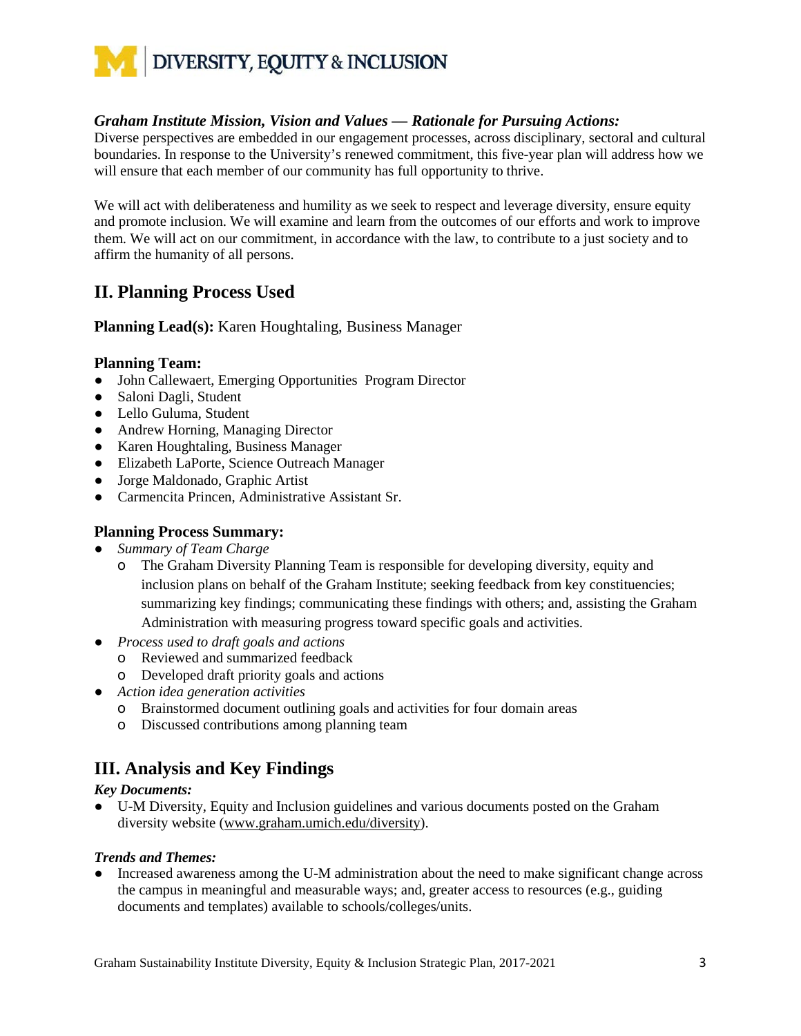### *Graham Institute Mission, Vision and Values — Rationale for Pursuing Actions:*

Diverse perspectives are embedded in our engagement processes, across disciplinary, sectoral and cultural boundaries. In response to the University's renewed commitment, this five-year plan will address how we will ensure that each member of our community has full opportunity to thrive.

We will act with deliberateness and humility as we seek to respect and leverage diversity, ensure equity and promote inclusion. We will examine and learn from the outcomes of our efforts and work to improve them. We will act on our commitment, in accordance with the law, to contribute to a just society and to affirm the humanity of all persons.

## II. Planning Process Used

**Planning Lead(s):** Karen Houghtaling, Business Manager

### Planning Team:

- John Callewaert, Emerging Opportunities Program Director
- Saloni Dagli, Student
- Lello Guluma, Student
- Andrew Horning, Managing Director
- Karen Houghtaling, Business Manager
- Elizabeth LaPorte, Science Outreach Manager
- Jorge Maldonado, Graphic Artist
- Carmencita Princen, Administrative Assistant Sr.

### Planning Process Summary:

- *Summary of Team Charge*
  - The Graham Diversity Planning Team is responsible for developing diversity, equity and inclusion plans on behalf of the Graham Institute; seeking feedback from key constituencies; summarizing key findings; communicating these findings with others; and, assisting the Graham Administration with measuring progress toward specific goals and activities.
- *Process used to draft goals and actions*
  - Reviewed and summarized feedback
  - Developed draft priority goals and actions
- *Action idea generation activities*
  - Brainstormed document outlining goals and activities for four domain areas
  - Discussed contributions among planning team

## III. Analysis and Key Findings

### *Key Documents:*

- U-M Diversity, Equity and Inclusion guidelines and various documents posted on the Graham diversity website (www.graham.umich.edu/diversity).

### *Trends and Themes:*

- Increased awareness among the U-M administration about the need to make significant change across the campus in meaningful and measurable ways; and, greater access to resources (e.g., guiding documents and templates) available to schools/colleges/units.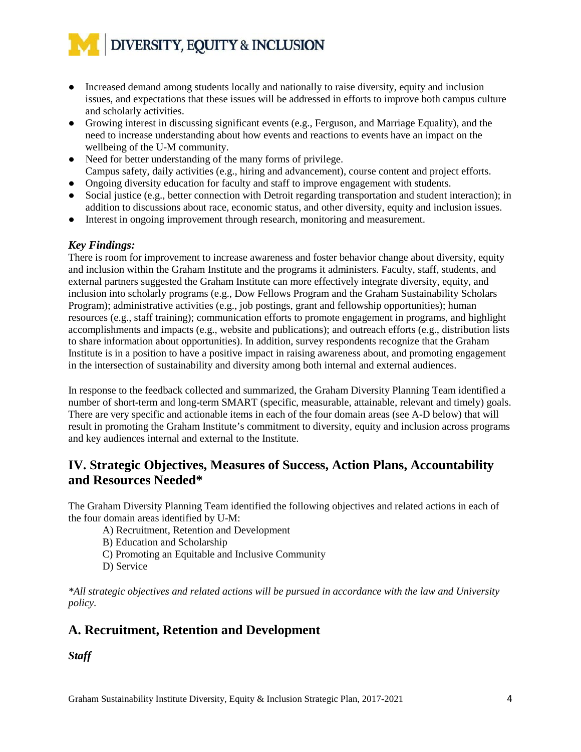- Increased demand among students locally and nationally to raise diversity, equity and inclusion issues, and expectations that these issues will be addressed in efforts to improve both campus culture and scholarly activities.
- Growing interest in discussing significant events (e.g., Ferguson, and Marriage Equality), and the need to increase understanding about how events and reactions to events have an impact on the wellbeing of the U-M community.
- Need for better understanding of the many forms of privilege.
  Campus safety, daily activities (e.g., hiring and advancement), course content and project efforts.
- Ongoing diversity education for faculty and staff to improve engagement with students.
- Social justice (e.g., better connection with Detroit regarding transportation and student interaction); in addition to discussions about race, economic status, and other diversity, equity and inclusion issues.
- Interest in ongoing improvement through research, monitoring and measurement.

***Key Findings:***

There is room for improvement to increase awareness and foster behavior change about diversity, equity and inclusion within the Graham Institute and the programs it administers. Faculty, staff, students, and external partners suggested the Graham Institute can more effectively integrate diversity, equity, and inclusion into scholarly programs (e.g., Dow Fellows Program and the Graham Sustainability Scholars Program); administrative activities (e.g., job postings, grant and fellowship opportunities); human resources (e.g., staff training); communication efforts to promote engagement in programs, and highlight accomplishments and impacts (e.g., website and publications); and outreach efforts (e.g., distribution lists to share information about opportunities). In addition, survey respondents recognize that the Graham Institute is in a position to have a positive impact in raising awareness about, and promoting engagement in the intersection of sustainability and diversity among both internal and external audiences.

In response to the feedback collected and summarized, the Graham Diversity Planning Team identified a number of short-term and long-term SMART (specific, measurable, attainable, relevant and timely) goals. There are very specific and actionable items in each of the four domain areas (see A-D below) that will result in promoting the Graham Institute's commitment to diversity, equity and inclusion across programs and key audiences internal and external to the Institute.

## IV. Strategic Objectives, Measures of Success, Action Plans, Accountability and Resources Needed*

The Graham Diversity Planning Team identified the following objectives and related actions in each of the four domain areas identified by U-M:

A) Recruitment, Retention and Development
B) Education and Scholarship
C) Promoting an Equitable and Inclusive Community
D) Service

*\*All strategic objectives and related actions will be pursued in accordance with the law and University policy.*

## A. Recruitment, Retention and Development

***Staff***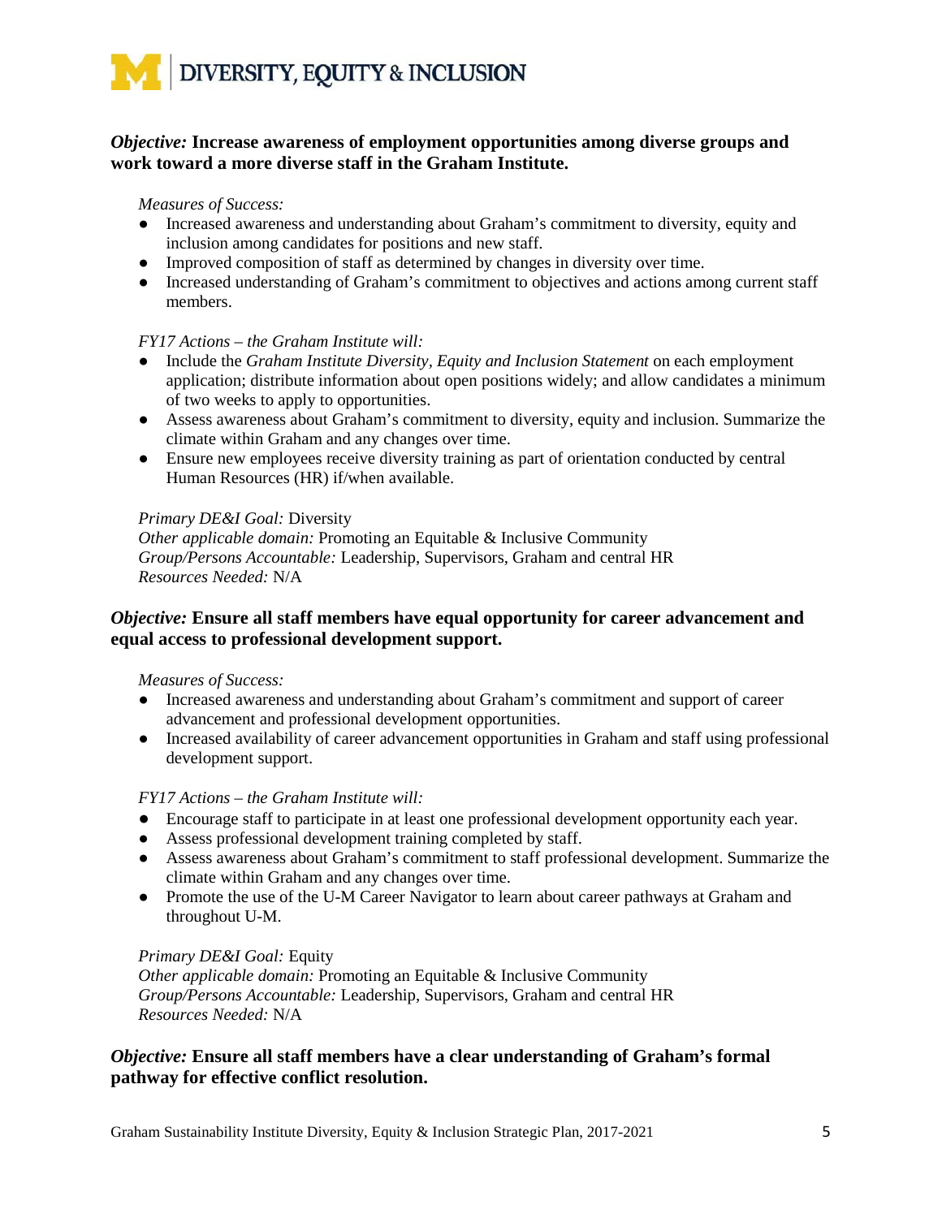***Objective:* Increase awareness of employment opportunities among diverse groups and work toward a more diverse staff in the Graham Institute.**

*Measures of Success:*

- Increased awareness and understanding about Graham's commitment to diversity, equity and inclusion among candidates for positions and new staff.
- Improved composition of staff as determined by changes in diversity over time.
- Increased understanding of Graham's commitment to objectives and actions among current staff members.

*FY17 Actions – the Graham Institute will:*

- Include the *Graham Institute Diversity, Equity and Inclusion Statement* on each employment application; distribute information about open positions widely; and allow candidates a minimum of two weeks to apply to opportunities.
- Assess awareness about Graham's commitment to diversity, equity and inclusion. Summarize the climate within Graham and any changes over time.
- Ensure new employees receive diversity training as part of orientation conducted by central Human Resources (HR) if/when available.

*Primary DE&I Goal:* Diversity
*Other applicable domain:* Promoting an Equitable & Inclusive Community
*Group/Persons Accountable:* Leadership, Supervisors, Graham and central HR
*Resources Needed:* N/A

***Objective:* Ensure all staff members have equal opportunity for career advancement and equal access to professional development support.**

*Measures of Success:*

- Increased awareness and understanding about Graham's commitment and support of career advancement and professional development opportunities.
- Increased availability of career advancement opportunities in Graham and staff using professional development support.

*FY17 Actions – the Graham Institute will:*

- Encourage staff to participate in at least one professional development opportunity each year.
- Assess professional development training completed by staff.
- Assess awareness about Graham's commitment to staff professional development. Summarize the climate within Graham and any changes over time.
- Promote the use of the U-M Career Navigator to learn about career pathways at Graham and throughout U-M.

*Primary DE&I Goal:* Equity
*Other applicable domain:* Promoting an Equitable & Inclusive Community
*Group/Persons Accountable:* Leadership, Supervisors, Graham and central HR
*Resources Needed:* N/A

***Objective:* Ensure all staff members have a clear understanding of Graham's formal pathway for effective conflict resolution.**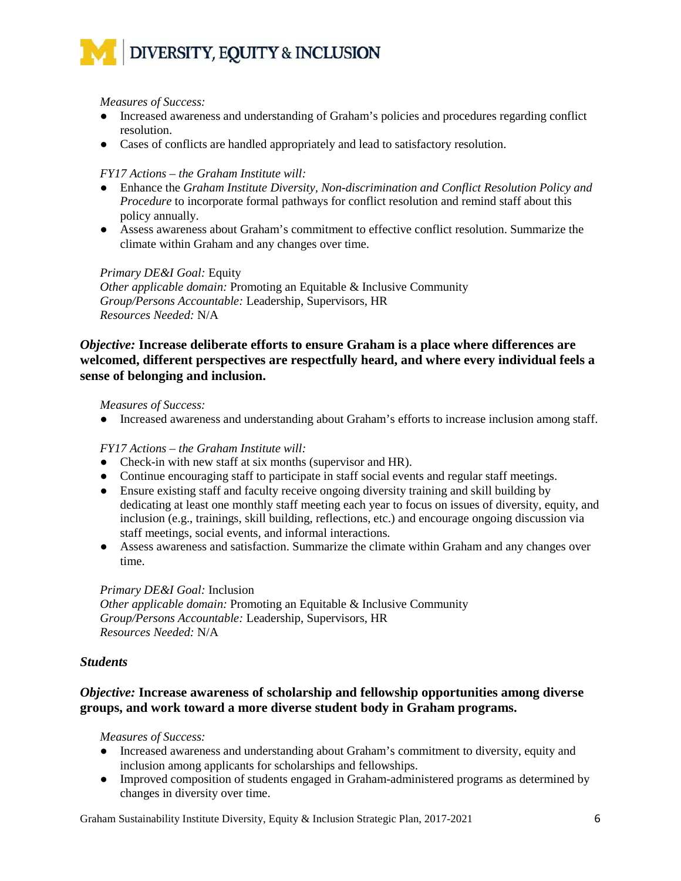*Measures of Success:*

- Increased awareness and understanding of Graham's policies and procedures regarding conflict resolution.
- Cases of conflicts are handled appropriately and lead to satisfactory resolution.

*FY17 Actions – the Graham Institute will:*

- Enhance the *Graham Institute Diversity, Non-discrimination and Conflict Resolution Policy and Procedure* to incorporate formal pathways for conflict resolution and remind staff about this policy annually.
- Assess awareness about Graham's commitment to effective conflict resolution. Summarize the climate within Graham and any changes over time.

*Primary DE&I Goal:* Equity
*Other applicable domain:* Promoting an Equitable & Inclusive Community
*Group/Persons Accountable:* Leadership, Supervisors, HR
*Resources Needed:* N/A

***Objective:* Increase deliberate efforts to ensure Graham is a place where differences are welcomed, different perspectives are respectfully heard, and where every individual feels a sense of belonging and inclusion.**

*Measures of Success:*

- Increased awareness and understanding about Graham's efforts to increase inclusion among staff.

*FY17 Actions – the Graham Institute will:*

- Check-in with new staff at six months (supervisor and HR).
- Continue encouraging staff to participate in staff social events and regular staff meetings.
- Ensure existing staff and faculty receive ongoing diversity training and skill building by dedicating at least one monthly staff meeting each year to focus on issues of diversity, equity, and inclusion (e.g., trainings, skill building, reflections, etc.) and encourage ongoing discussion via staff meetings, social events, and informal interactions.
- Assess awareness and satisfaction. Summarize the climate within Graham and any changes over time.

*Primary DE&I Goal:* Inclusion
*Other applicable domain:* Promoting an Equitable & Inclusive Community
*Group/Persons Accountable:* Leadership, Supervisors, HR
*Resources Needed:* N/A

### *Students*

***Objective:* Increase awareness of scholarship and fellowship opportunities among diverse groups, and work toward a more diverse student body in Graham programs.**

*Measures of Success:*

- Increased awareness and understanding about Graham's commitment to diversity, equity and inclusion among applicants for scholarships and fellowships.
- Improved composition of students engaged in Graham-administered programs as determined by changes in diversity over time.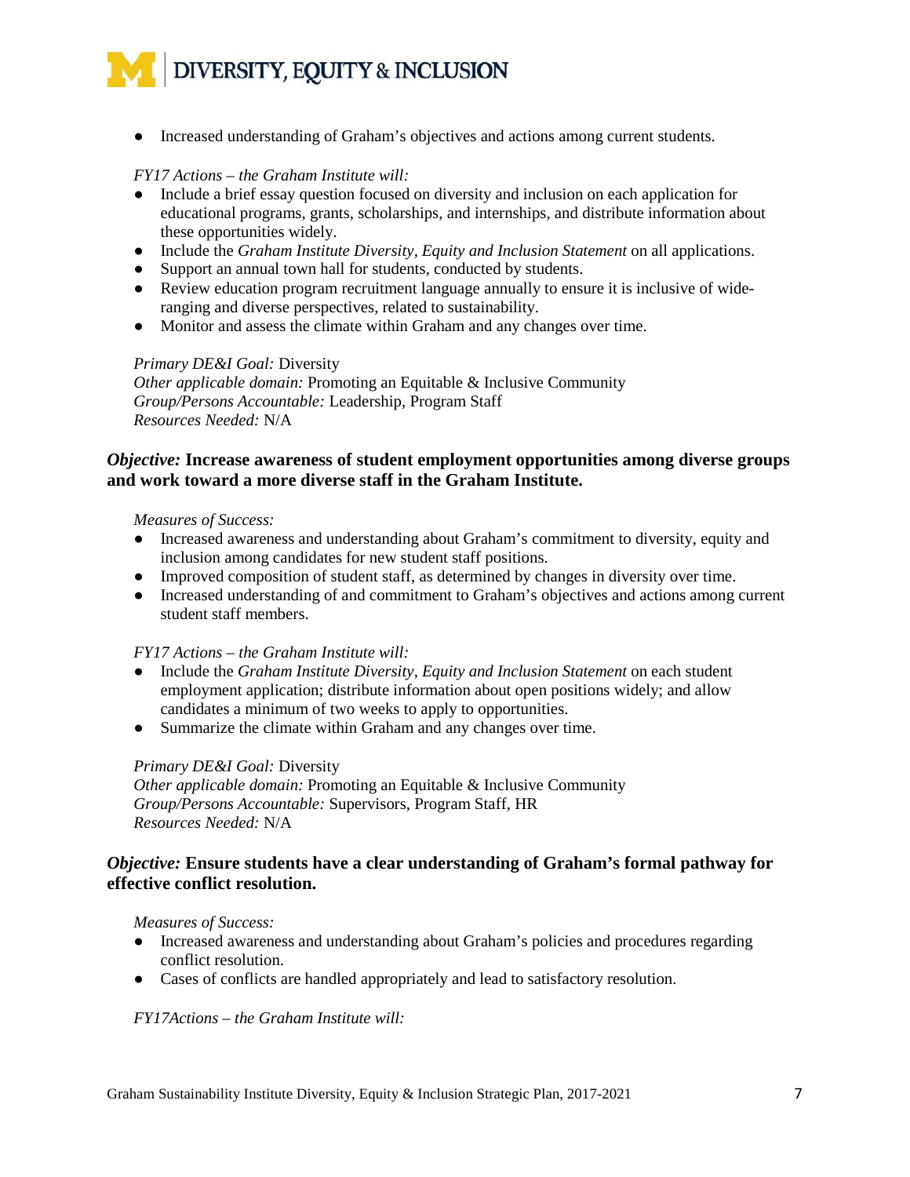- Increased understanding of Graham's objectives and actions among current students.

*FY17 Actions – the Graham Institute will:*

- Include a brief essay question focused on diversity and inclusion on each application for educational programs, grants, scholarships, and internships, and distribute information about these opportunities widely.
- Include the *Graham Institute Diversity, Equity and Inclusion Statement* on all applications.
- Support an annual town hall for students, conducted by students.
- Review education program recruitment language annually to ensure it is inclusive of wide-ranging and diverse perspectives, related to sustainability.
- Monitor and assess the climate within Graham and any changes over time.

*Primary DE&I Goal:* Diversity
*Other applicable domain:* Promoting an Equitable & Inclusive Community
*Group/Persons Accountable:* Leadership, Program Staff
*Resources Needed:* N/A

### *Objective:* Increase awareness of student employment opportunities among diverse groups and work toward a more diverse staff in the Graham Institute.

*Measures of Success:*

- Increased awareness and understanding about Graham's commitment to diversity, equity and inclusion among candidates for new student staff positions.
- Improved composition of student staff, as determined by changes in diversity over time.
- Increased understanding of and commitment to Graham's objectives and actions among current student staff members.

*FY17 Actions – the Graham Institute will:*

- Include the *Graham Institute Diversity, Equity and Inclusion Statement* on each student employment application; distribute information about open positions widely; and allow candidates a minimum of two weeks to apply to opportunities.
- Summarize the climate within Graham and any changes over time.

*Primary DE&I Goal:* Diversity
*Other applicable domain:* Promoting an Equitable & Inclusive Community
*Group/Persons Accountable:* Supervisors, Program Staff, HR
*Resources Needed:* N/A

### *Objective:* Ensure students have a clear understanding of Graham's formal pathway for effective conflict resolution.

*Measures of Success:*

- Increased awareness and understanding about Graham's policies and procedures regarding conflict resolution.
- Cases of conflicts are handled appropriately and lead to satisfactory resolution.

*FY17Actions – the Graham Institute will:*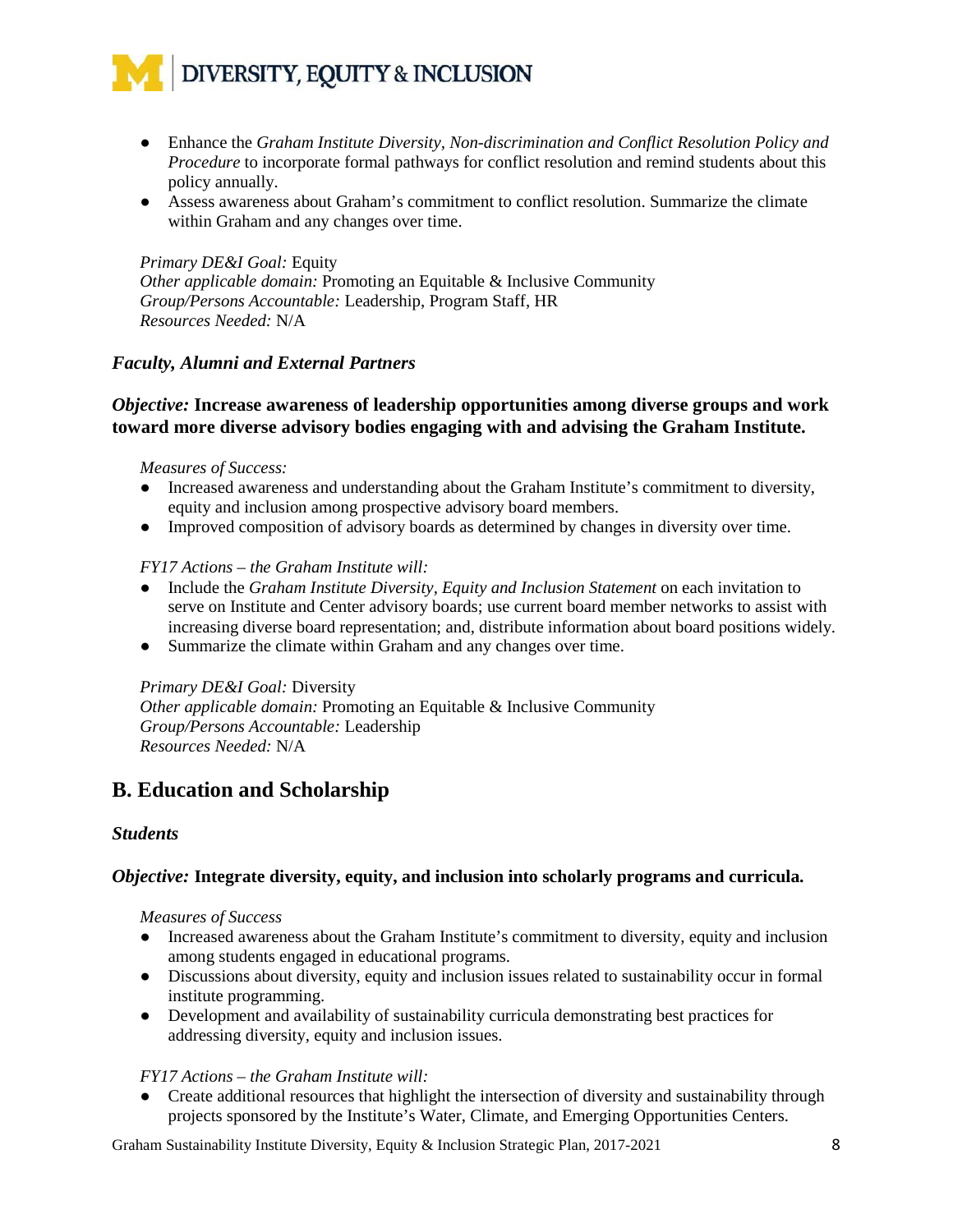- Enhance the *Graham Institute Diversity, Non-discrimination and Conflict Resolution Policy and Procedure* to incorporate formal pathways for conflict resolution and remind students about this policy annually.
- Assess awareness about Graham's commitment to conflict resolution. Summarize the climate within Graham and any changes over time.

*Primary DE&I Goal:* Equity
*Other applicable domain:* Promoting an Equitable & Inclusive Community
*Group/Persons Accountable:* Leadership, Program Staff, HR
*Resources Needed:* N/A

### *Faculty, Alumni and External Partners*

***Objective:* Increase awareness of leadership opportunities among diverse groups and work toward more diverse advisory bodies engaging with and advising the Graham Institute.**

*Measures of Success:*

- Increased awareness and understanding about the Graham Institute's commitment to diversity, equity and inclusion among prospective advisory board members.
- Improved composition of advisory boards as determined by changes in diversity over time.

*FY17 Actions – the Graham Institute will:*

- Include the *Graham Institute Diversity, Equity and Inclusion Statement* on each invitation to serve on Institute and Center advisory boards; use current board member networks to assist with increasing diverse board representation; and, distribute information about board positions widely.
- Summarize the climate within Graham and any changes over time.

*Primary DE&I Goal:* Diversity
*Other applicable domain:* Promoting an Equitable & Inclusive Community
*Group/Persons Accountable:* Leadership
*Resources Needed:* N/A

## B. Education and Scholarship

### *Students*

***Objective:* Integrate diversity, equity, and inclusion into scholarly programs and curricula.**

*Measures of Success*

- Increased awareness about the Graham Institute's commitment to diversity, equity and inclusion among students engaged in educational programs.
- Discussions about diversity, equity and inclusion issues related to sustainability occur in formal institute programming.
- Development and availability of sustainability curricula demonstrating best practices for addressing diversity, equity and inclusion issues.

*FY17 Actions – the Graham Institute will:*

- Create additional resources that highlight the intersection of diversity and sustainability through projects sponsored by the Institute's Water, Climate, and Emerging Opportunities Centers.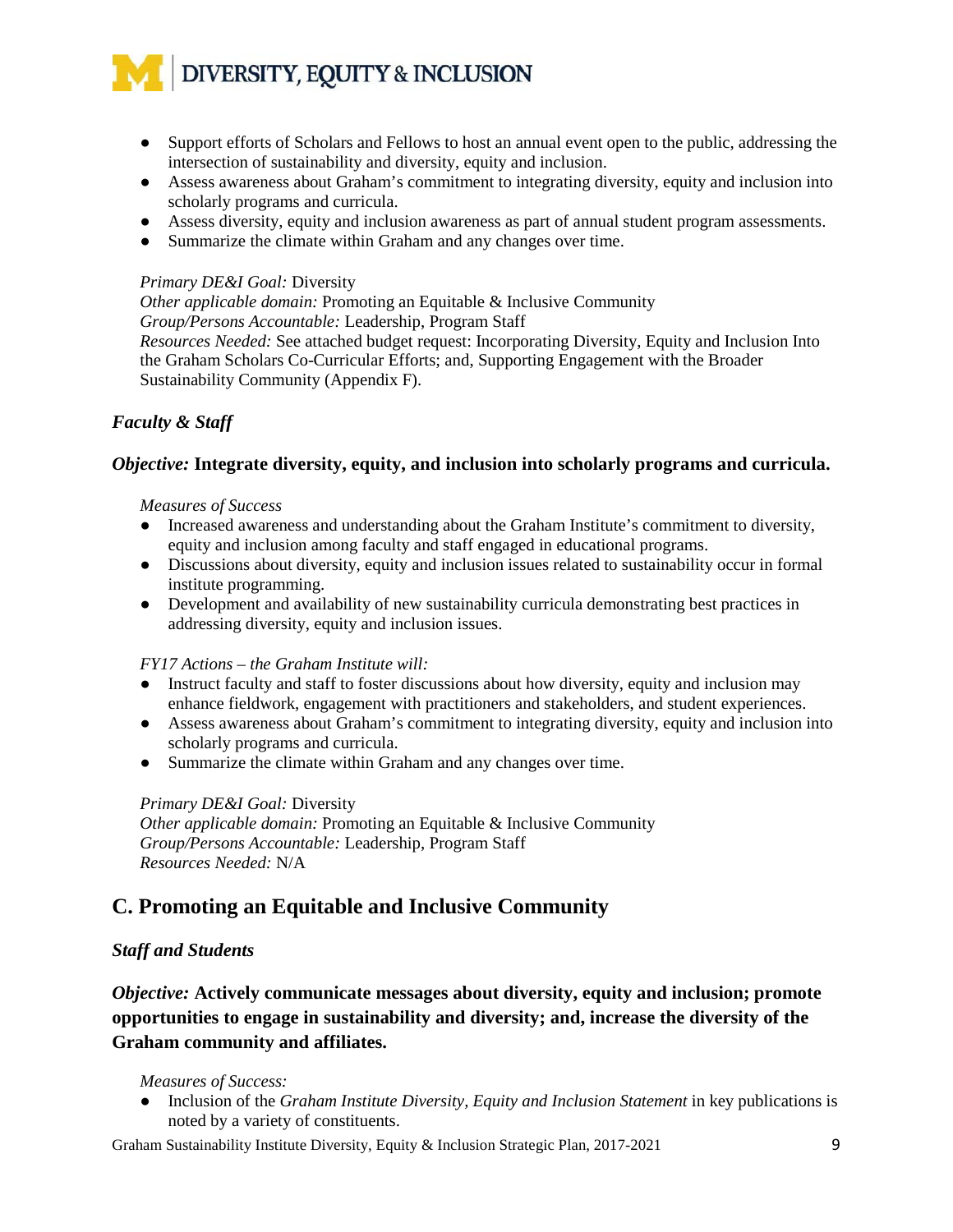- Support efforts of Scholars and Fellows to host an annual event open to the public, addressing the intersection of sustainability and diversity, equity and inclusion.
- Assess awareness about Graham's commitment to integrating diversity, equity and inclusion into scholarly programs and curricula.
- Assess diversity, equity and inclusion awareness as part of annual student program assessments.
- Summarize the climate within Graham and any changes over time.

*Primary DE&I Goal:* Diversity
*Other applicable domain:* Promoting an Equitable & Inclusive Community
*Group/Persons Accountable:* Leadership, Program Staff
*Resources Needed:* See attached budget request: Incorporating Diversity, Equity and Inclusion Into the Graham Scholars Co-Curricular Efforts; and, Supporting Engagement with the Broader Sustainability Community (Appendix F).

### *Faculty & Staff*

#### *Objective:* Integrate diversity, equity, and inclusion into scholarly programs and curricula.

*Measures of Success*
- Increased awareness and understanding about the Graham Institute's commitment to diversity, equity and inclusion among faculty and staff engaged in educational programs.
- Discussions about diversity, equity and inclusion issues related to sustainability occur in formal institute programming.
- Development and availability of new sustainability curricula demonstrating best practices in addressing diversity, equity and inclusion issues.

*FY17 Actions – the Graham Institute will:*
- Instruct faculty and staff to foster discussions about how diversity, equity and inclusion may enhance fieldwork, engagement with practitioners and stakeholders, and student experiences.
- Assess awareness about Graham's commitment to integrating diversity, equity and inclusion into scholarly programs and curricula.
- Summarize the climate within Graham and any changes over time.

*Primary DE&I Goal:* Diversity
*Other applicable domain:* Promoting an Equitable & Inclusive Community
*Group/Persons Accountable:* Leadership, Program Staff
*Resources Needed:* N/A

## C. Promoting an Equitable and Inclusive Community

### *Staff and Students*

#### *Objective:* Actively communicate messages about diversity, equity and inclusion; promote opportunities to engage in sustainability and diversity; and, increase the diversity of the Graham community and affiliates.

*Measures of Success:*
- Inclusion of the *Graham Institute Diversity, Equity and Inclusion Statement* in key publications is noted by a variety of constituents.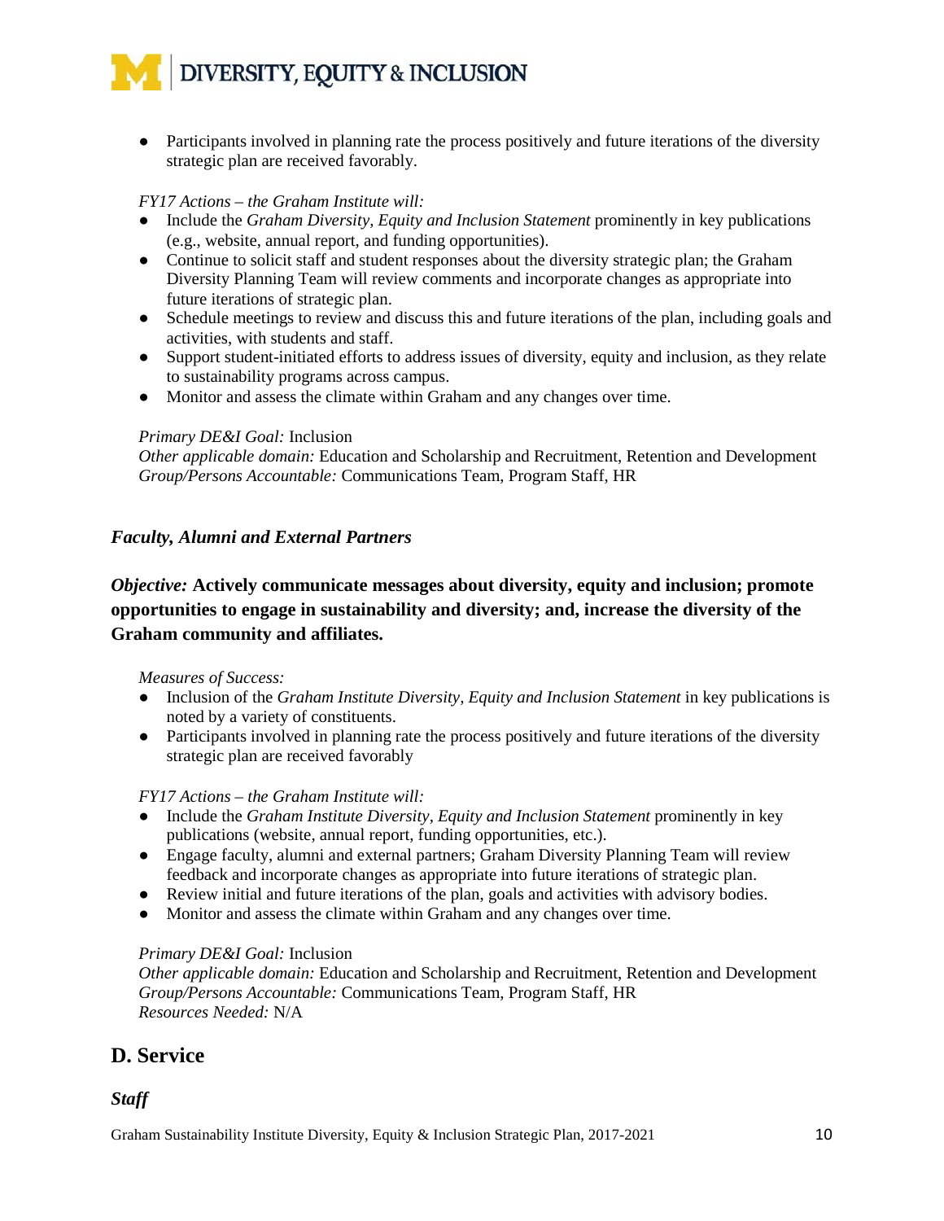- Participants involved in planning rate the process positively and future iterations of the diversity strategic plan are received favorably.

*FY17 Actions – the Graham Institute will:*

- Include the *Graham Diversity, Equity and Inclusion Statement* prominently in key publications (e.g., website, annual report, and funding opportunities).
- Continue to solicit staff and student responses about the diversity strategic plan; the Graham Diversity Planning Team will review comments and incorporate changes as appropriate into future iterations of strategic plan.
- Schedule meetings to review and discuss this and future iterations of the plan, including goals and activities, with students and staff.
- Support student-initiated efforts to address issues of diversity, equity and inclusion, as they relate to sustainability programs across campus.
- Monitor and assess the climate within Graham and any changes over time.

*Primary DE&I Goal:* Inclusion
*Other applicable domain:* Education and Scholarship and Recruitment, Retention and Development
*Group/Persons Accountable:* Communications Team, Program Staff, HR

### *Faculty, Alumni and External Partners*

***Objective:* Actively communicate messages about diversity, equity and inclusion; promote opportunities to engage in sustainability and diversity; and, increase the diversity of the Graham community and affiliates.**

*Measures of Success:*

- Inclusion of the *Graham Institute Diversity, Equity and Inclusion Statement* in key publications is noted by a variety of constituents.
- Participants involved in planning rate the process positively and future iterations of the diversity strategic plan are received favorably

*FY17 Actions – the Graham Institute will:*

- Include the *Graham Institute Diversity, Equity and Inclusion Statement* prominently in key publications (website, annual report, funding opportunities, etc.).
- Engage faculty, alumni and external partners; Graham Diversity Planning Team will review feedback and incorporate changes as appropriate into future iterations of strategic plan.
- Review initial and future iterations of the plan, goals and activities with advisory bodies.
- Monitor and assess the climate within Graham and any changes over time.

*Primary DE&I Goal:* Inclusion
*Other applicable domain:* Education and Scholarship and Recruitment, Retention and Development
*Group/Persons Accountable:* Communications Team, Program Staff, HR
*Resources Needed:* N/A

## D. Service

### *Staff*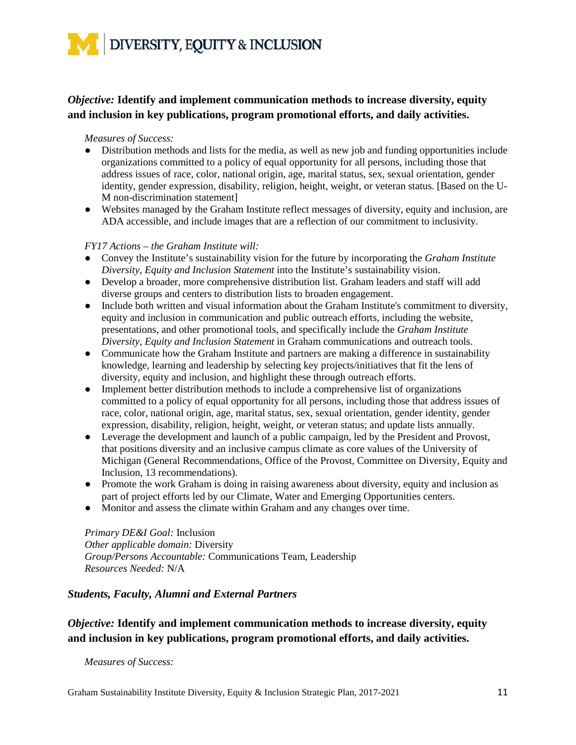*Objective:* **Identify and implement communication methods to increase diversity, equity and inclusion in key publications, program promotional efforts, and daily activities.**

*Measures of Success:*

- Distribution methods and lists for the media, as well as new job and funding opportunities include organizations committed to a policy of equal opportunity for all persons, including those that address issues of race, color, national origin, age, marital status, sex, sexual orientation, gender identity, gender expression, disability, religion, height, weight, or veteran status. [Based on the U-M non-discrimination statement]
- Websites managed by the Graham Institute reflect messages of diversity, equity and inclusion, are ADA accessible, and include images that are a reflection of our commitment to inclusivity.

*FY17 Actions – the Graham Institute will:*

- Convey the Institute's sustainability vision for the future by incorporating the *Graham Institute Diversity, Equity and Inclusion Statement* into the Institute's sustainability vision.
- Develop a broader, more comprehensive distribution list. Graham leaders and staff will add diverse groups and centers to distribution lists to broaden engagement.
- Include both written and visual information about the Graham Institute's commitment to diversity, equity and inclusion in communication and public outreach efforts, including the website, presentations, and other promotional tools, and specifically include the *Graham Institute Diversity, Equity and Inclusion Statement* in Graham communications and outreach tools.
- Communicate how the Graham Institute and partners are making a difference in sustainability knowledge, learning and leadership by selecting key projects/initiatives that fit the lens of diversity, equity and inclusion, and highlight these through outreach efforts.
- Implement better distribution methods to include a comprehensive list of organizations committed to a policy of equal opportunity for all persons, including those that address issues of race, color, national origin, age, marital status, sex, sexual orientation, gender identity, gender expression, disability, religion, height, weight, or veteran status; and update lists annually.
- Leverage the development and launch of a public campaign, led by the President and Provost, that positions diversity and an inclusive campus climate as core values of the University of Michigan (General Recommendations, Office of the Provost, Committee on Diversity, Equity and Inclusion, 13 recommendations).
- Promote the work Graham is doing in raising awareness about diversity, equity and inclusion as part of project efforts led by our Climate, Water and Emerging Opportunities centers.
- Monitor and assess the climate within Graham and any changes over time.

*Primary DE&I Goal:* Inclusion
*Other applicable domain:* Diversity
*Group/Persons Accountable:* Communications Team, Leadership
*Resources Needed:* N/A

### *Students, Faculty, Alumni and External Partners*

*Objective:* **Identify and implement communication methods to increase diversity, equity and inclusion in key publications, program promotional efforts, and daily activities.**

*Measures of Success:*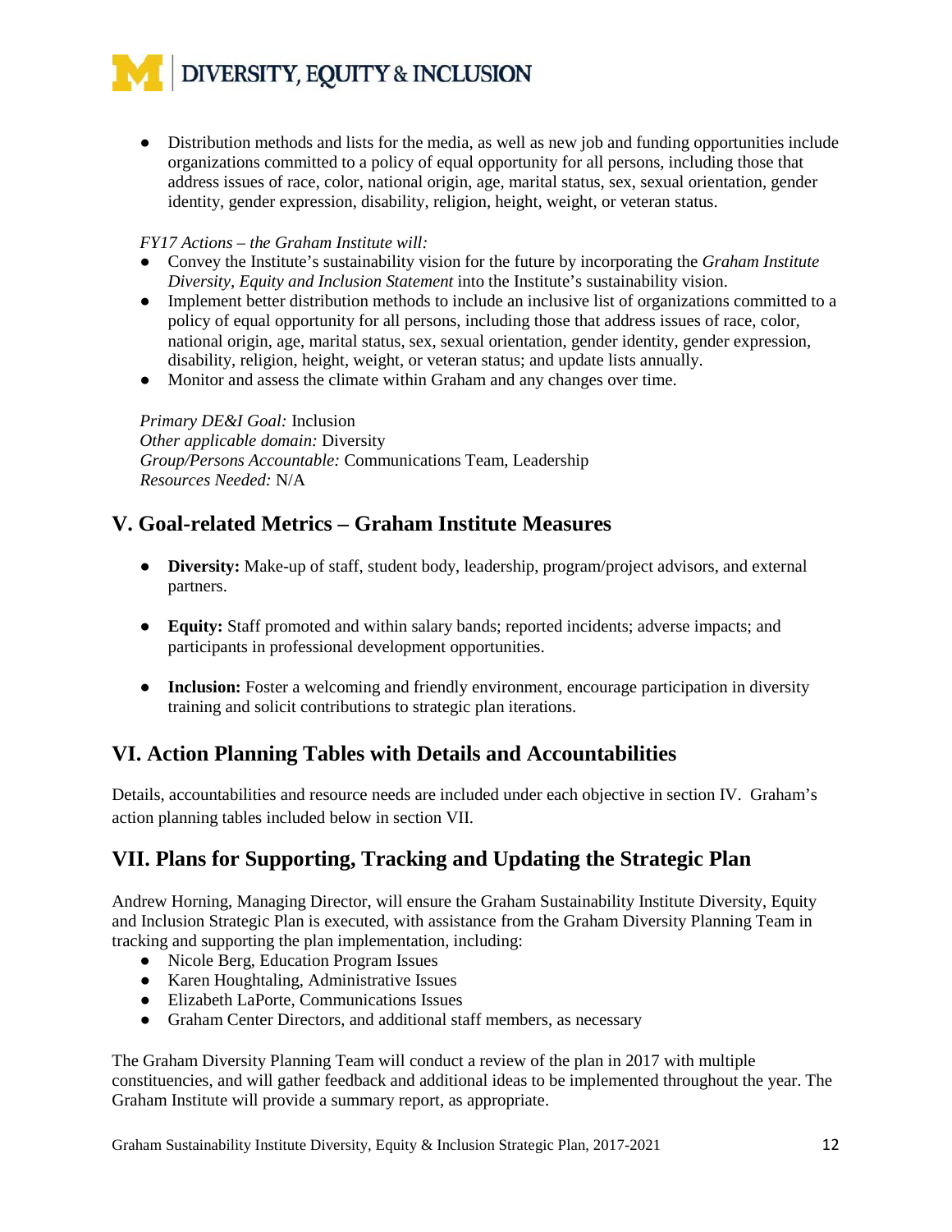- Distribution methods and lists for the media, as well as new job and funding opportunities include organizations committed to a policy of equal opportunity for all persons, including those that address issues of race, color, national origin, age, marital status, sex, sexual orientation, gender identity, gender expression, disability, religion, height, weight, or veteran status.

*FY17 Actions – the Graham Institute will:*

- Convey the Institute's sustainability vision for the future by incorporating the *Graham Institute Diversity, Equity and Inclusion Statement* into the Institute's sustainability vision.
- Implement better distribution methods to include an inclusive list of organizations committed to a policy of equal opportunity for all persons, including those that address issues of race, color, national origin, age, marital status, sex, sexual orientation, gender identity, gender expression, disability, religion, height, weight, or veteran status; and update lists annually.
- Monitor and assess the climate within Graham and any changes over time.

*Primary DE&I Goal:* Inclusion
*Other applicable domain:* Diversity
*Group/Persons Accountable:* Communications Team, Leadership
*Resources Needed:* N/A

## V. Goal-related Metrics – Graham Institute Measures

- **Diversity:** Make-up of staff, student body, leadership, program/project advisors, and external partners.
- **Equity:** Staff promoted and within salary bands; reported incidents; adverse impacts; and participants in professional development opportunities.
- **Inclusion:** Foster a welcoming and friendly environment, encourage participation in diversity training and solicit contributions to strategic plan iterations.

## VI. Action Planning Tables with Details and Accountabilities

Details, accountabilities and resource needs are included under each objective in section IV. Graham's action planning tables included below in section VII.

## VII. Plans for Supporting, Tracking and Updating the Strategic Plan

Andrew Horning, Managing Director, will ensure the Graham Sustainability Institute Diversity, Equity and Inclusion Strategic Plan is executed, with assistance from the Graham Diversity Planning Team in tracking and supporting the plan implementation, including:

- Nicole Berg, Education Program Issues
- Karen Houghtaling, Administrative Issues
- Elizabeth LaPorte, Communications Issues
- Graham Center Directors, and additional staff members, as necessary

The Graham Diversity Planning Team will conduct a review of the plan in 2017 with multiple constituencies, and will gather feedback and additional ideas to be implemented throughout the year. The Graham Institute will provide a summary report, as appropriate.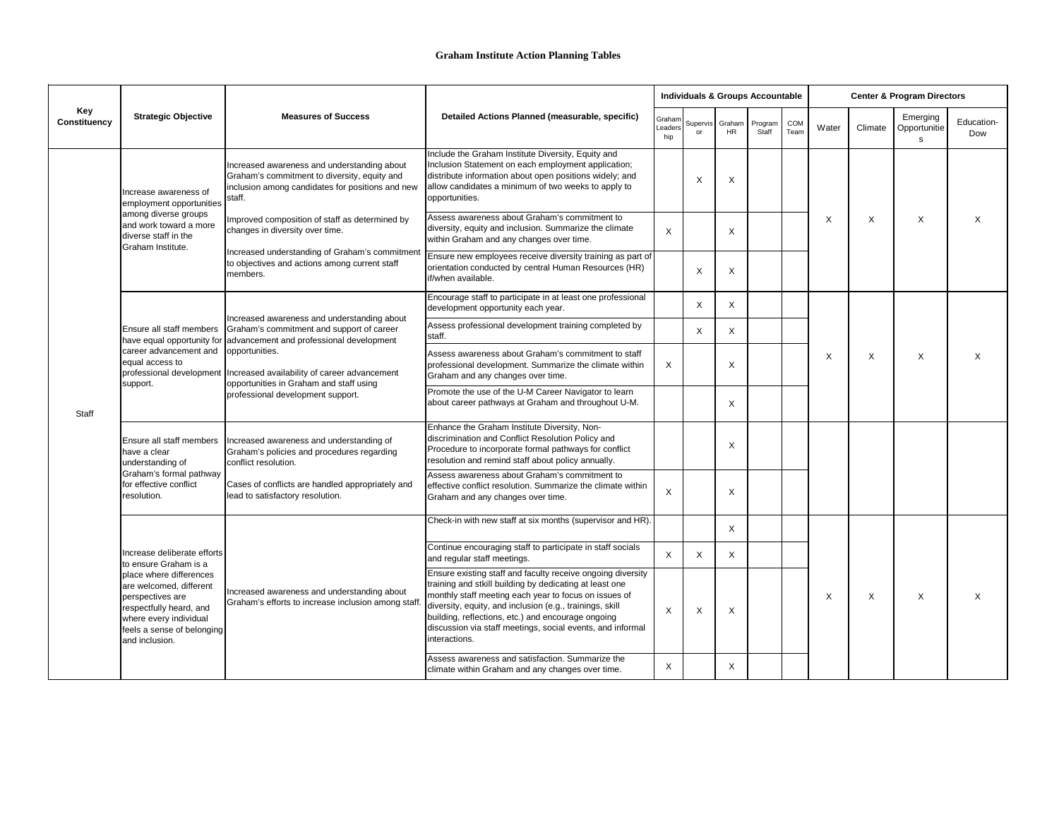**Graham Institute Action Planning Tables**

| Key Constituency | Strategic Objective | Measures of Success | Detailed Actions Planned (measurable, specific) | Individuals & Groups Accountable | | | | | Center & Program Directors | | | |
|---|---|---|---|---|---|---|---|---|---|---|---|---|
| | | | | Graham Leadership | Supervisor | Graham HR | Program Staff | COM Team | Water | Climate | Emerging Opportunities | Education-Dow |
| Staff | Increase awareness of employment opportunities among diverse groups and work toward a more diverse staff in the Graham Institute. | Increased awareness and understanding about Graham's commitment to diversity, equity and inclusion among candidates for positions and new staff.<br><br>Improved composition of staff as determined by changes in diversity over time.<br><br>Increased understanding of Graham's commitment to objectives and actions among current staff members. | Include the Graham Institute Diversity, Equity and Inclusion Statement on each employment application; distribute information about open positions widely; and allow candidates a minimum of two weeks to apply to opportunities. | | X | X | | | X | X | X | X |
| | | | Assess awareness about Graham's commitment to diversity, equity and inclusion. Summarize the climate within Graham and any changes over time. | X | | X | | | | | | |
| | | | Ensure new employees receive diversity training as part of orientation conducted by central Human Resources (HR) if/when available. | | X | X | | | | | | |
| | Ensure all staff members have equal opportunity for career advancement and equal access to professional development support. | Increased awareness and understanding about Graham's commitment and support of career advancement and professional development opportunities.<br><br>Increased availability of career advancement opportunities in Graham and staff using professional development support. | Encourage staff to participate in at least one professional development opportunity each year. | | X | X | | | X | X | X | X |
| | | | Assess professional development training completed by staff. | | X | X | | | | | | |
| | | | Assess awareness about Graham's commitment to staff professional development. Summarize the climate within Graham and any changes over time. | X | | X | | | | | | |
| | | | Promote the use of the U-M Career Navigator to learn about career pathways at Graham and throughout U-M. | | | X | | | | | | |
| | Ensure all staff members have a clear understanding of Graham's formal pathway for effective conflict resolution. | Increased awareness and understanding of Graham's policies and procedures regarding conflict resolution.<br><br>Cases of conflicts are handled appropriately and lead to satisfactory resolution. | Enhance the Graham Institute Diversity, Non-discrimination and Conflict Resolution Policy and Procedure to incorporate formal pathways for conflict resolution and remind staff about policy annually. | | | X | | | | | | |
| | | | Assess awareness about Graham's commitment to effective conflict resolution. Summarize the climate within Graham and any changes over time. | X | | X | | | | | | |
| | Increase deliberate efforts to ensure Graham is a place where differences are welcomed, different perspectives are respectfully heard, and where every individual feels a sense of belonging and inclusion. | Increased awareness and understanding about Graham's efforts to increase inclusion among staff. | Check-in with new staff at six months (supervisor and HR). | | | X | | | X | X | X | X |
| | | | Continue encouraging staff to participate in staff socials and regular staff meetings. | X | X | X | | | | | | |
| | | | Ensure existing staff and faculty receive ongoing diversity training and stkill building by dedicating at least one monthly staff meeting each year to focus on issues of diversity, equity, and inclusion (e.g., trainings, skill building, reflections, etc.) and encourage ongoing discussion via staff meetings, social events, and informal interactions. | X | X | X | | | | | | |
| | | | Assess awareness and satisfaction. Summarize the climate within Graham and any changes over time. | X | | X | | | | | | |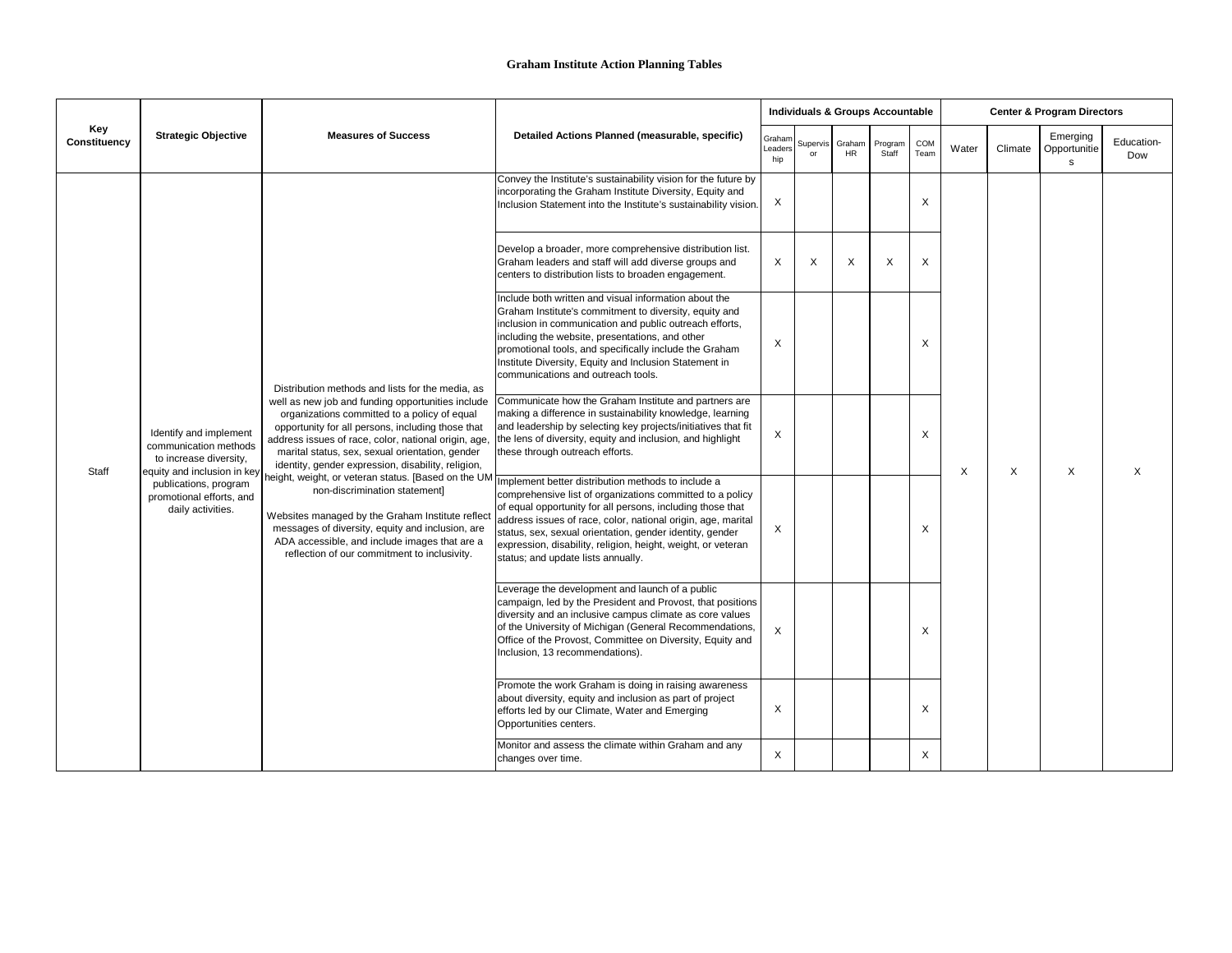# Graham Institute Action Planning Tables

| Key Constituency | Strategic Objective | Measures of Success | Detailed Actions Planned (measurable, specific) | Individuals & Groups Accountable | | | | | Center & Program Directors | | | |
|---|---|---|---|---|---|---|---|---|---|---|---|---|
| | | | | Graham Leadership | Supervisor | Graham HR | Program Staff | COM Team | Water | Climate | Emerging Opportunities | Education-Dow |
| Staff | Identify and implement communication methods to increase diversity, equity and inclusion in key publications, program promotional efforts, and daily activities. | Distribution methods and lists for the media, as well as new job and funding opportunities include organizations committed to a policy of equal opportunity for all persons, including those that address issues of race, color, national origin, age, marital status, sex, sexual orientation, gender identity, gender expression, disability, religion, height, weight, or veteran status. [Based on the UM non-discrimination statement]<br><br>Websites managed by the Graham Institute reflect messages of diversity, equity and inclusion, are ADA accessible, and include images that are a reflection of our commitment to inclusivity. | Convey the Institute's sustainability vision for the future by incorporating the Graham Institute Diversity, Equity and Inclusion Statement into the Institute's sustainability vision. | X | | | | X | X | X | X | X |
| | | | Develop a broader, more comprehensive distribution list. Graham leaders and staff will add diverse groups and centers to distribution lists to broaden engagement. | X | X | X | X | X | | | | |
| | | | Include both written and visual information about the Graham Institute's commitment to diversity, equity and inclusion in communication and public outreach efforts, including the website, presentations, and other promotional tools, and specifically include the Graham Institute Diversity, Equity and Inclusion Statement in communications and outreach tools. | X | | | | X | | | | |
| | | | Communicate how the Graham Institute and partners are making a difference in sustainability knowledge, learning and leadership by selecting key projects/initiatives that fit the lens of diversity, equity and inclusion, and highlight these through outreach efforts. | X | | | | X | | | | |
| | | | Implement better distribution methods to include a comprehensive list of organizations committed to a policy of equal opportunity for all persons, including those that address issues of race, color, national origin, age, marital status, sex, sexual orientation, gender identity, gender expression, disability, religion, height, weight, or veteran status; and update lists annually. | X | | | | X | | | | |
| | | | Leverage the development and launch of a public campaign, led by the President and Provost, that positions diversity and an inclusive campus climate as core values of the University of Michigan (General Recommendations, Office of the Provost, Committee on Diversity, Equity and Inclusion, 13 recommendations). | X | | | | X | | | | |
| | | | Promote the work Graham is doing in raising awareness about diversity, equity and inclusion as part of project efforts led by our Climate, Water and Emerging Opportunities centers. | X | | | | X | | | | |
| | | | Monitor and assess the climate within Graham and any changes over time. | X | | | | X | | | | |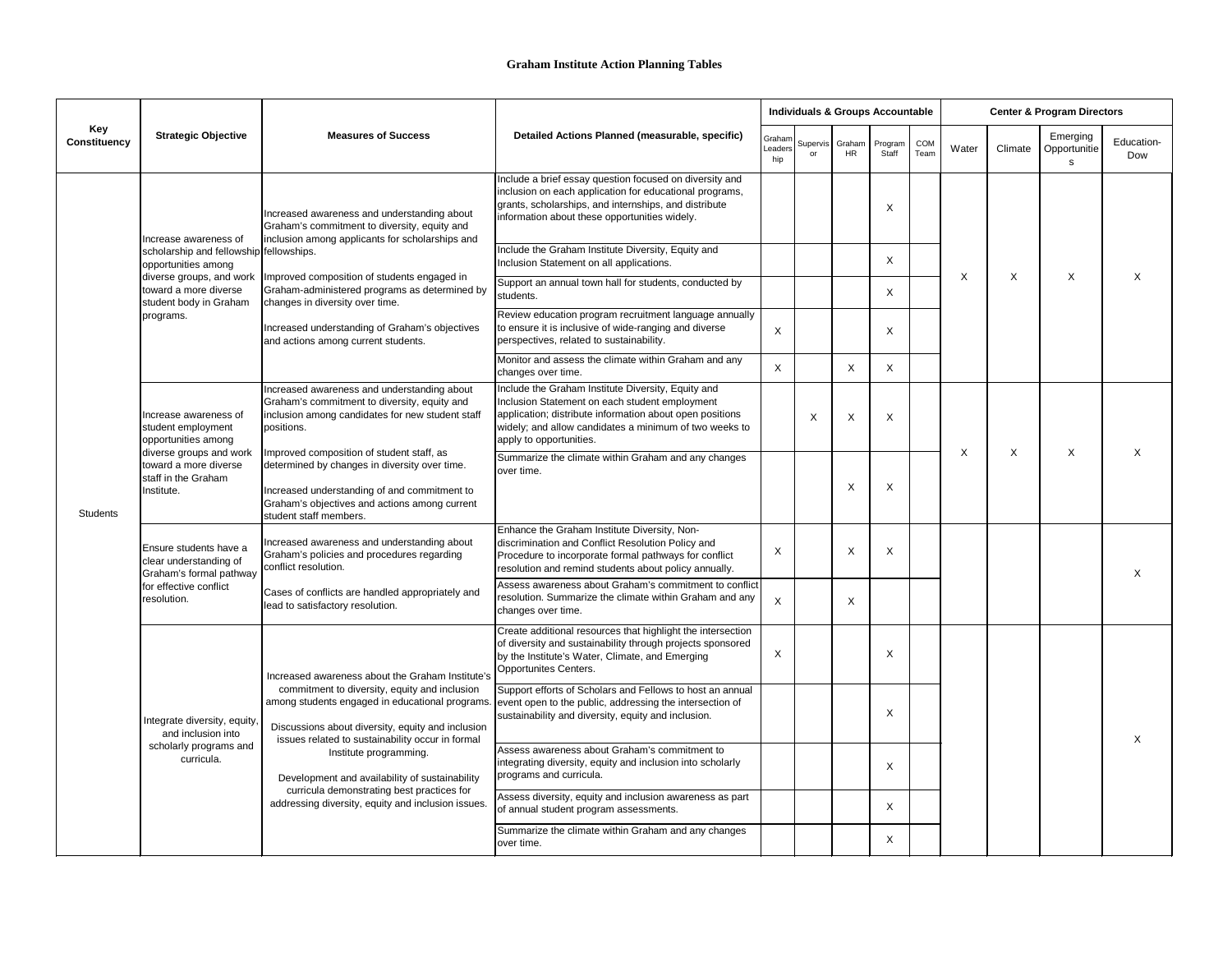# Graham Institute Action Planning Tables

| Key Constituency | Strategic Objective | Measures of Success | Detailed Actions Planned (measurable, specific) | Individuals & Groups Accountable | | | | | Center & Program Directors | | | |
|---|---|---|---|---|---|---|---|---|---|---|---|---|
| | | | | Graham Leadership | Supervisor | Graham HR | Program Staff | COM Team | Water | Climate | Emerging Opportunities | Education-Dow |
| Students | Increase awareness of scholarship and fellowship opportunities among diverse groups, and work toward a more diverse student body in Graham programs. | Increased awareness and understanding about Graham's commitment to diversity, equity and inclusion among applicants for scholarships and fellowships.<br><br>Improved composition of students engaged in Graham-administered programs as determined by changes in diversity over time.<br><br>Increased understanding of Graham's objectives and actions among current students. | Include a brief essay question focused on diversity and inclusion on each application for educational programs, grants, scholarships, and internships, and distribute information about these opportunities widely. | | | | X | | X | X | X | X |
| | | | Include the Graham Institute Diversity, Equity and Inclusion Statement on all applications. | | | | X | | | | | |
| | | | Support an annual town hall for students, conducted by students. | | | | X | | | | | |
| | | | Review education program recruitment language annually to ensure it is inclusive of wide-ranging and diverse perspectives, related to sustainability. | X | | | X | | | | | |
| | | | Monitor and assess the climate within Graham and any changes over time. | X | | X | X | | | | | |
| | Increase awareness of student employment opportunities among diverse groups and work toward a more diverse staff in the Graham Institute. | Increased awareness and understanding about Graham's commitment to diversity, equity and inclusion among candidates for new student staff positions.<br><br>Improved composition of student staff, as determined by changes in diversity over time.<br><br>Increased understanding of and commitment to Graham's objectives and actions among current student staff members. | Include the Graham Institute Diversity, Equity and Inclusion Statement on each student employment application; distribute information about open positions widely; and allow candidates a minimum of two weeks to apply to opportunities. | | X | X | X | | X | X | X | X |
| | | | Summarize the climate within Graham and any changes over time. | | | X | X | | | | | |
| | Ensure students have a clear understanding of Graham's formal pathway for effective conflict resolution. | Increased awareness and understanding about Graham's policies and procedures regarding conflict resolution.<br><br>Cases of conflicts are handled appropriately and lead to satisfactory resolution. | Enhance the Graham Institute Diversity, Non-discrimination and Conflict Resolution Policy and Procedure to incorporate formal pathways for conflict resolution and remind students about policy annually. | X | | X | X | | | | | X |
| | | | Assess awareness about Graham's commitment to conflict resolution. Summarize the climate within Graham and any changes over time. | X | | X | | | | | | |
| | Integrate diversity, equity, and inclusion into scholarly programs and curricula. | Increased awareness about the Graham Institute's commitment to diversity, equity and inclusion among students engaged in educational programs.<br><br>Discussions about diversity, equity and inclusion issues related to sustainability occur in formal Institute programming.<br><br>Development and availability of sustainability curricula demonstrating best practices for addressing diversity, equity and inclusion issues. | Create additional resources that highlight the intersection of diversity and sustainability through projects sponsored by the Institute's Water, Climate, and Emerging Opportunites Centers. | X | | | X | | | | | X |
| | | | Support efforts of Scholars and Fellows to host an annual event open to the public, addressing the intersection of sustainability and diversity, equity and inclusion. | | | | X | | | | | |
| | | | Assess awareness about Graham's commitment to integrating diversity, equity and inclusion into scholarly programs and curricula. | | | | X | | | | | |
| | | | Assess diversity, equity and inclusion awareness as part of annual student program assessments. | | | | X | | | | | |
| | | | Summarize the climate within Graham and any changes over time. | | | | X | | | | | |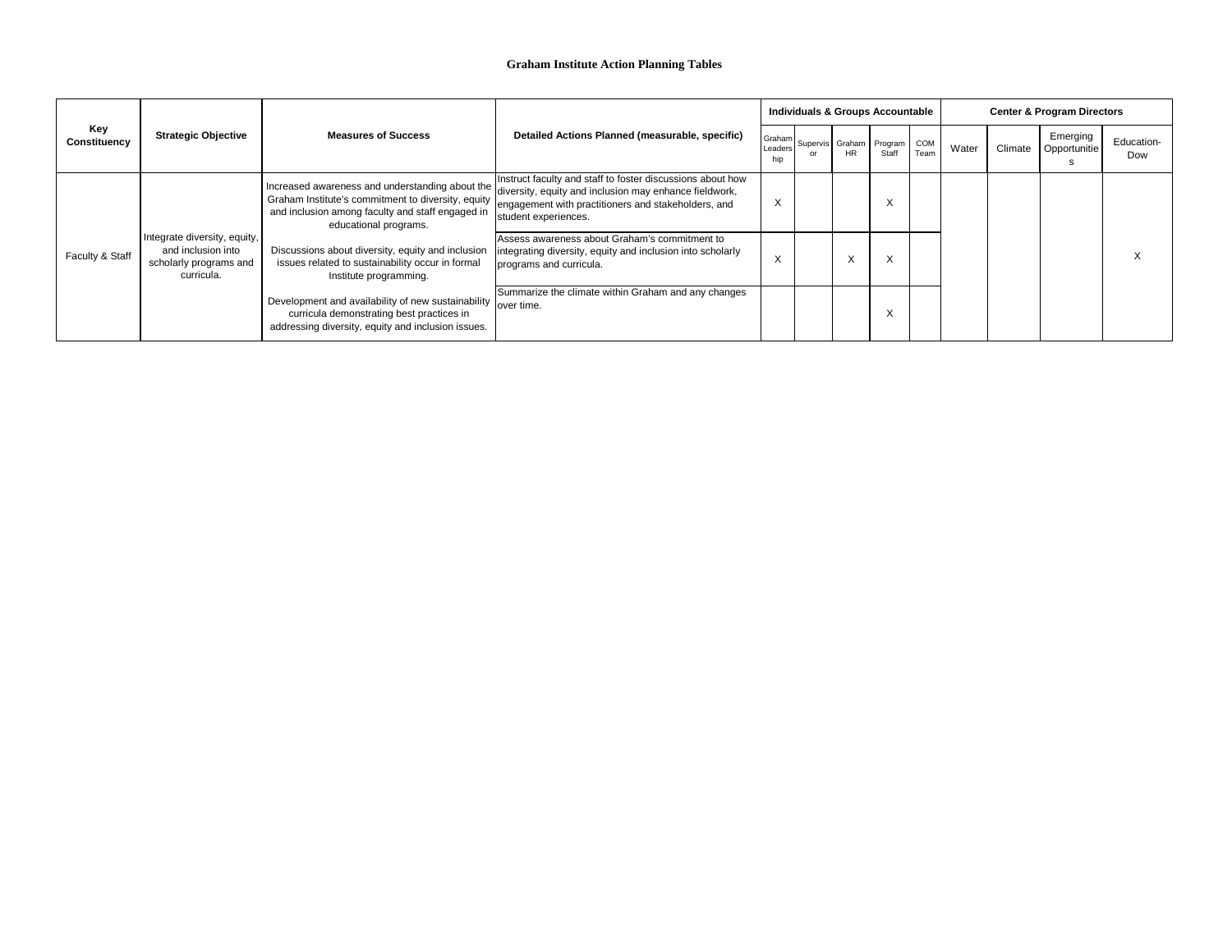**Graham Institute Action Planning Tables**

| Key Constituency | Strategic Objective | Measures of Success | Detailed Actions Planned (measurable, specific) | Individuals & Groups Accountable | | | | | Center & Program Directors | | | |
|---|---|---|---|---|---|---|---|---|---|---|---|---|
| | | | | Graham Leadership | Supervisor | Graham HR | Program Staff | COM Team | Water | Climate | Emerging Opportunities | Education-Dow |
| Faculty & Staff | Integrate diversity, equity, and inclusion into scholarly programs and curricula. | Increased awareness and understanding about the Graham Institute's commitment to diversity, equity and inclusion among faculty and staff engaged in educational programs. | Instruct faculty and staff to foster discussions about how diversity, equity and inclusion may enhance fieldwork, engagement with practitioners and stakeholders, and student experiences. | X | | | X | | | | | X |
| | | Discussions about diversity, equity and inclusion issues related to sustainability occur in formal Institute programming. | Assess awareness about Graham's commitment to integrating diversity, equity and inclusion into scholarly programs and curricula. | X | | X | X | | | | | |
| | | Development and availability of new sustainability curricula demonstrating best practices in addressing diversity, equity and inclusion issues. | Summarize the climate within Graham and any changes over time. | | | | X | | | | | |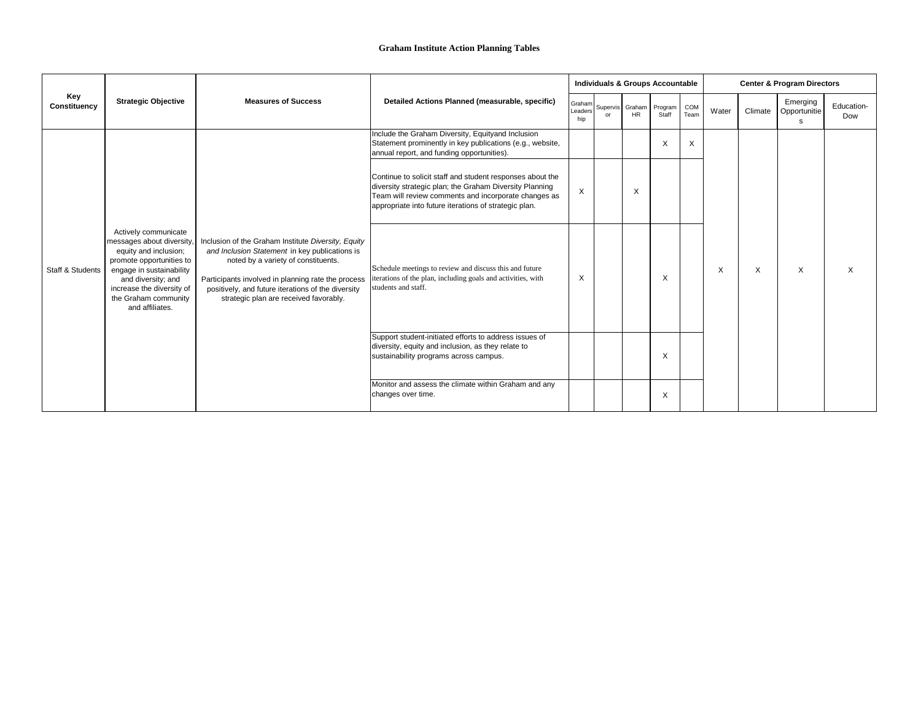**Graham Institute Action Planning Tables**

| Key Constituency | Strategic Objective | Measures of Success | Detailed Actions Planned (measurable, specific) | Individuals & Groups Accountable | | | | | Center & Program Directors | | | |
|---|---|---|---|---|---|---|---|---|---|---|---|---|
| | | | | Graham Leadership | Supervisor | Graham HR | Program Staff | COM Team | Water | Climate | Emerging Opportunities | Education-Dow |
| Staff & Students | Actively communicate messages about diversity, equity and inclusion; promote opportunities to engage in sustainability and diversity; and increase the diversity of the Graham community and affiliates. | Inclusion of the Graham Institute *Diversity, Equity and Inclusion Statement* in key publications is noted by a variety of constituents.<br><br>Participants involved in planning rate the process positively, and future iterations of the diversity strategic plan are received favorably. | Include the Graham Diversity, Equityand Inclusion Statement prominently in key publications (e.g., website, annual report, and funding opportunities). | | | | X | X | X | X | X | X |
| | | | Continue to solicit staff and student responses about the diversity strategic plan; the Graham Diversity Planning Team will review comments and incorporate changes as appropriate into future iterations of strategic plan. | X | | X | | | | | | |
| | | | Schedule meetings to review and discuss this and future iterations of the plan, including goals and activities, with students and staff. | X | | | X | | | | | |
| | | | Support student-initiated efforts to address issues of diversity, equity and inclusion, as they relate to sustainability programs across campus. | | | | X | | | | | |
| | | | Monitor and assess the climate within Graham and any changes over time. | | | | X | | | | | |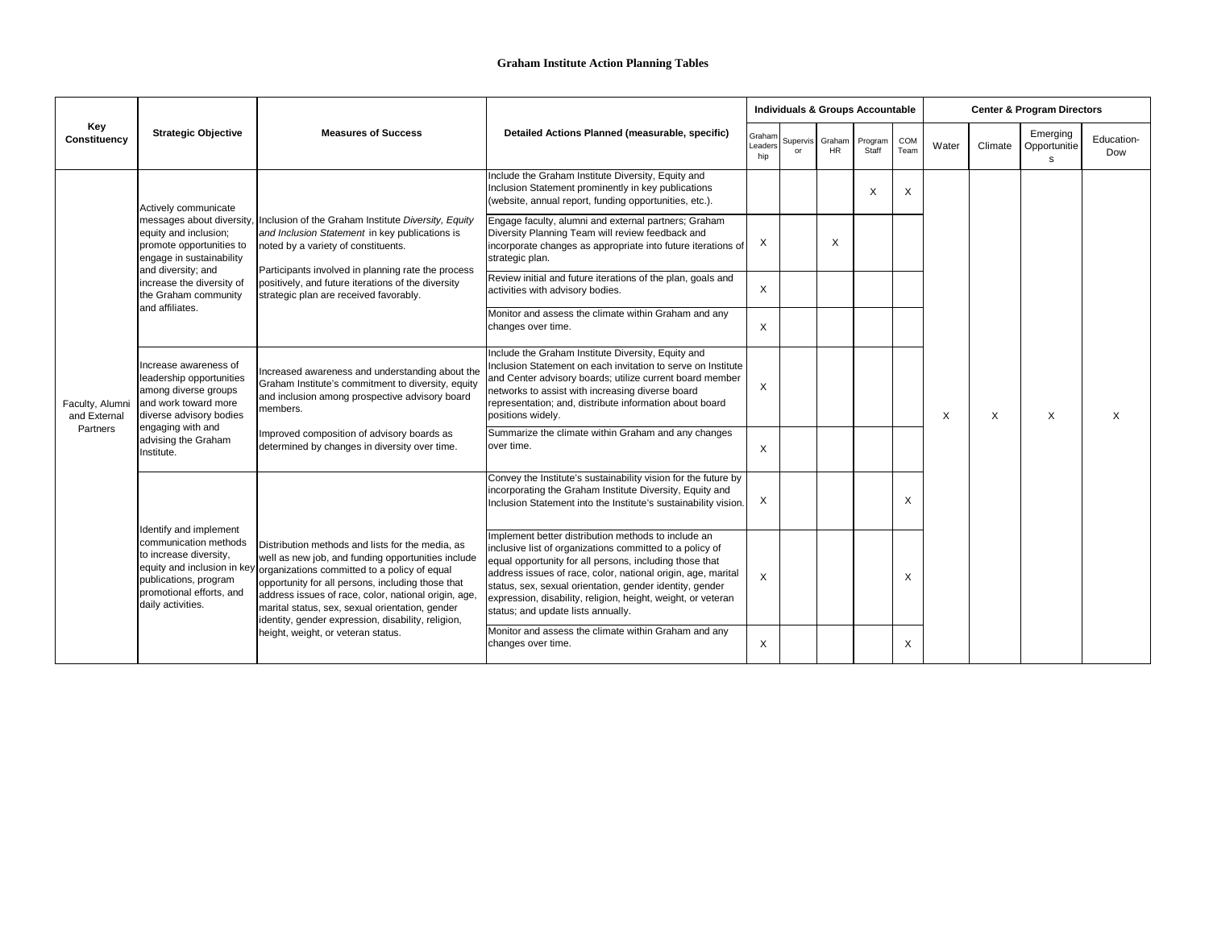**Graham Institute Action Planning Tables**

| Key Constituency | Strategic Objective | Measures of Success | Detailed Actions Planned (measurable, specific) | Individuals & Groups Accountable | | | | | Center & Program Directors | | | |
|---|---|---|---|---|---|---|---|---|---|---|---|---|
| | | | | Graham Leadership | Supervisor | Graham HR | Program Staff | COM Team | Water | Climate | Emerging Opportunities | Education-Dow |
| Faculty, Alumni and External Partners | Actively communicate messages about diversity, equity and inclusion; promote opportunities to engage in sustainability and diversity; and increase the diversity of the Graham community and affiliates. | Inclusion of the Graham Institute *Diversity, Equity and Inclusion Statement* in key publications is noted by a variety of constituents.<br><br>Participants involved in planning rate the process positively, and future iterations of the diversity strategic plan are received favorably. | Include the Graham Institute Diversity, Equity and Inclusion Statement prominently in key publications (website, annual report, funding opportunities, etc.). | | | | X | X | X | X | X | X |
| | | | Engage faculty, alumni and external partners; Graham Diversity Planning Team will review feedback and incorporate changes as appropriate into future iterations of strategic plan. | X | | X | | | | | | |
| | | | Review initial and future iterations of the plan, goals and activities with advisory bodies. | X | | | | | | | | |
| | | | Monitor and assess the climate within Graham and any changes over time. | X | | | | | | | | |
| | Increase awareness of leadership opportunities among diverse groups and work toward more diverse advisory bodies engaging with and advising the Graham Institute. | Increased awareness and understanding about the Graham Institute's commitment to diversity, equity and inclusion among prospective advisory board members.<br><br>Improved composition of advisory boards as determined by changes in diversity over time. | Include the Graham Institute Diversity, Equity and Inclusion Statement on each invitation to serve on Institute and Center advisory boards; utilize current board member networks to assist with increasing diverse board representation; and, distribute information about board positions widely. | X | | | | | | | | |
| | | | Summarize the climate within Graham and any changes over time. | X | | | | | | | | |
| | Identify and implement communication methods to increase diversity, equity and inclusion in key publications, program promotional efforts, and daily activities. | Distribution methods and lists for the media, as well as new job, and funding opportunities include organizations committed to a policy of equal opportunity for all persons, including those that address issues of race, color, national origin, age, marital status, sex, sexual orientation, gender identity, gender expression, disability, religion, height, weight, or veteran status. | Convey the Institute's sustainability vision for the future by incorporating the Graham Institute Diversity, Equity and Inclusion Statement into the Institute's sustainability vision. | X | | | | X | | | | |
| | | | Implement better distribution methods to include an inclusive list of organizations committed to a policy of equal opportunity for all persons, including those that address issues of race, color, national origin, age, marital status, sex, sexual orientation, gender identity, gender expression, disability, religion, height, weight, or veteran status; and update lists annually. | X | | | | X | | | | |
| | | | Monitor and assess the climate within Graham and any changes over time. | X | | | | X | | | | |